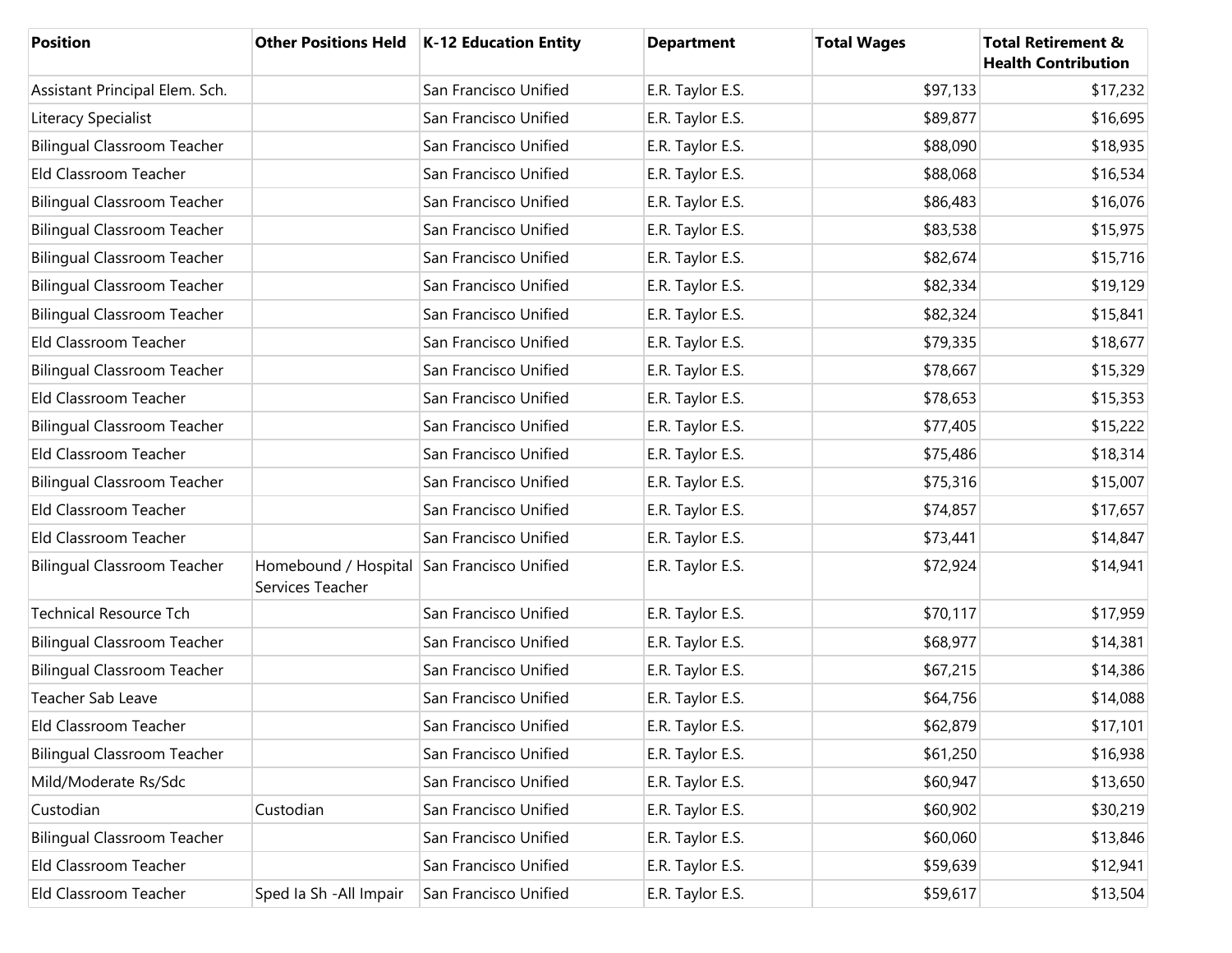| Position | Other Positions Held | K-12 Education Entity | Department | Total Wages | Total Retirement & Health Contribution |
|---|---|---|---|---|---|
| Assistant Principal Elem. Sch. | | San Francisco Unified | E.R. Taylor E.S. | $97,133 | $17,232 |
| Literacy Specialist | | San Francisco Unified | E.R. Taylor E.S. | $89,877 | $16,695 |
| Bilingual Classroom Teacher | | San Francisco Unified | E.R. Taylor E.S. | $88,090 | $18,935 |
| Eld Classroom Teacher | | San Francisco Unified | E.R. Taylor E.S. | $88,068 | $16,534 |
| Bilingual Classroom Teacher | | San Francisco Unified | E.R. Taylor E.S. | $86,483 | $16,076 |
| Bilingual Classroom Teacher | | San Francisco Unified | E.R. Taylor E.S. | $83,538 | $15,975 |
| Bilingual Classroom Teacher | | San Francisco Unified | E.R. Taylor E.S. | $82,674 | $15,716 |
| Bilingual Classroom Teacher | | San Francisco Unified | E.R. Taylor E.S. | $82,334 | $19,129 |
| Bilingual Classroom Teacher | | San Francisco Unified | E.R. Taylor E.S. | $82,324 | $15,841 |
| Eld Classroom Teacher | | San Francisco Unified | E.R. Taylor E.S. | $79,335 | $18,677 |
| Bilingual Classroom Teacher | | San Francisco Unified | E.R. Taylor E.S. | $78,667 | $15,329 |
| Eld Classroom Teacher | | San Francisco Unified | E.R. Taylor E.S. | $78,653 | $15,353 |
| Bilingual Classroom Teacher | | San Francisco Unified | E.R. Taylor E.S. | $77,405 | $15,222 |
| Eld Classroom Teacher | | San Francisco Unified | E.R. Taylor E.S. | $75,486 | $18,314 |
| Bilingual Classroom Teacher | | San Francisco Unified | E.R. Taylor E.S. | $75,316 | $15,007 |
| Eld Classroom Teacher | | San Francisco Unified | E.R. Taylor E.S. | $74,857 | $17,657 |
| Eld Classroom Teacher | | San Francisco Unified | E.R. Taylor E.S. | $73,441 | $14,847 |
| Bilingual Classroom Teacher | Homebound / Hospital Services Teacher | San Francisco Unified | E.R. Taylor E.S. | $72,924 | $14,941 |
| Technical Resource Tch | | San Francisco Unified | E.R. Taylor E.S. | $70,117 | $17,959 |
| Bilingual Classroom Teacher | | San Francisco Unified | E.R. Taylor E.S. | $68,977 | $14,381 |
| Bilingual Classroom Teacher | | San Francisco Unified | E.R. Taylor E.S. | $67,215 | $14,386 |
| Teacher Sab Leave | | San Francisco Unified | E.R. Taylor E.S. | $64,756 | $14,088 |
| Eld Classroom Teacher | | San Francisco Unified | E.R. Taylor E.S. | $62,879 | $17,101 |
| Bilingual Classroom Teacher | | San Francisco Unified | E.R. Taylor E.S. | $61,250 | $16,938 |
| Mild/Moderate Rs/Sdc | | San Francisco Unified | E.R. Taylor E.S. | $60,947 | $13,650 |
| Custodian | Custodian | San Francisco Unified | E.R. Taylor E.S. | $60,902 | $30,219 |
| Bilingual Classroom Teacher | | San Francisco Unified | E.R. Taylor E.S. | $60,060 | $13,846 |
| Eld Classroom Teacher | | San Francisco Unified | E.R. Taylor E.S. | $59,639 | $12,941 |
| Eld Classroom Teacher | Sped Ia Sh -All Impair | San Francisco Unified | E.R. Taylor E.S. | $59,617 | $13,504 |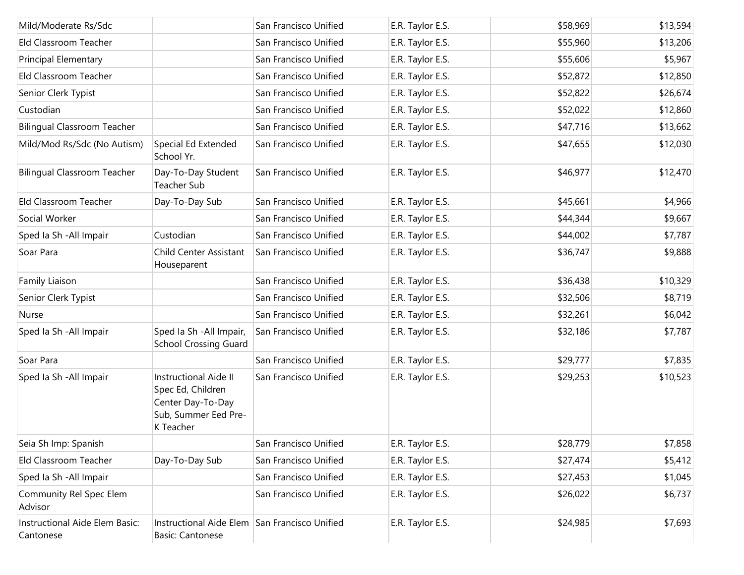| | | | | | |
|---|---|---|---|---|---|
| Mild/Moderate Rs/Sdc | | San Francisco Unified | E.R. Taylor E.S. | $58,969 | $13,594 |
| Eld Classroom Teacher | | San Francisco Unified | E.R. Taylor E.S. | $55,960 | $13,206 |
| Principal Elementary | | San Francisco Unified | E.R. Taylor E.S. | $55,606 | $5,967 |
| Eld Classroom Teacher | | San Francisco Unified | E.R. Taylor E.S. | $52,872 | $12,850 |
| Senior Clerk Typist | | San Francisco Unified | E.R. Taylor E.S. | $52,822 | $26,674 |
| Custodian | | San Francisco Unified | E.R. Taylor E.S. | $52,022 | $12,860 |
| Bilingual Classroom Teacher | | San Francisco Unified | E.R. Taylor E.S. | $47,716 | $13,662 |
| Mild/Mod Rs/Sdc (No Autism) | Special Ed Extended School Yr. | San Francisco Unified | E.R. Taylor E.S. | $47,655 | $12,030 |
| Bilingual Classroom Teacher | Day-To-Day Student Teacher Sub | San Francisco Unified | E.R. Taylor E.S. | $46,977 | $12,470 |
| Eld Classroom Teacher | Day-To-Day Sub | San Francisco Unified | E.R. Taylor E.S. | $45,661 | $4,966 |
| Social Worker | | San Francisco Unified | E.R. Taylor E.S. | $44,344 | $9,667 |
| Sped Ia Sh -All Impair | Custodian | San Francisco Unified | E.R. Taylor E.S. | $44,002 | $7,787 |
| Soar Para | Child Center Assistant Houseparent | San Francisco Unified | E.R. Taylor E.S. | $36,747 | $9,888 |
| Family Liaison | | San Francisco Unified | E.R. Taylor E.S. | $36,438 | $10,329 |
| Senior Clerk Typist | | San Francisco Unified | E.R. Taylor E.S. | $32,506 | $8,719 |
| Nurse | | San Francisco Unified | E.R. Taylor E.S. | $32,261 | $6,042 |
| Sped Ia Sh -All Impair | Sped Ia Sh -All Impair, School Crossing Guard | San Francisco Unified | E.R. Taylor E.S. | $32,186 | $7,787 |
| Soar Para | | San Francisco Unified | E.R. Taylor E.S. | $29,777 | $7,835 |
| Sped Ia Sh -All Impair | Instructional Aide II Spec Ed, Children Center Day-To-Day Sub, Summer Eed Pre-K Teacher | San Francisco Unified | E.R. Taylor E.S. | $29,253 | $10,523 |
| Seia Sh Imp: Spanish | | San Francisco Unified | E.R. Taylor E.S. | $28,779 | $7,858 |
| Eld Classroom Teacher | Day-To-Day Sub | San Francisco Unified | E.R. Taylor E.S. | $27,474 | $5,412 |
| Sped Ia Sh -All Impair | | San Francisco Unified | E.R. Taylor E.S. | $27,453 | $1,045 |
| Community Rel Spec Elem Advisor | | San Francisco Unified | E.R. Taylor E.S. | $26,022 | $6,737 |
| Instructional Aide Elem Basic: Cantonese | Instructional Aide Elem Basic: Cantonese | San Francisco Unified | E.R. Taylor E.S. | $24,985 | $7,693 |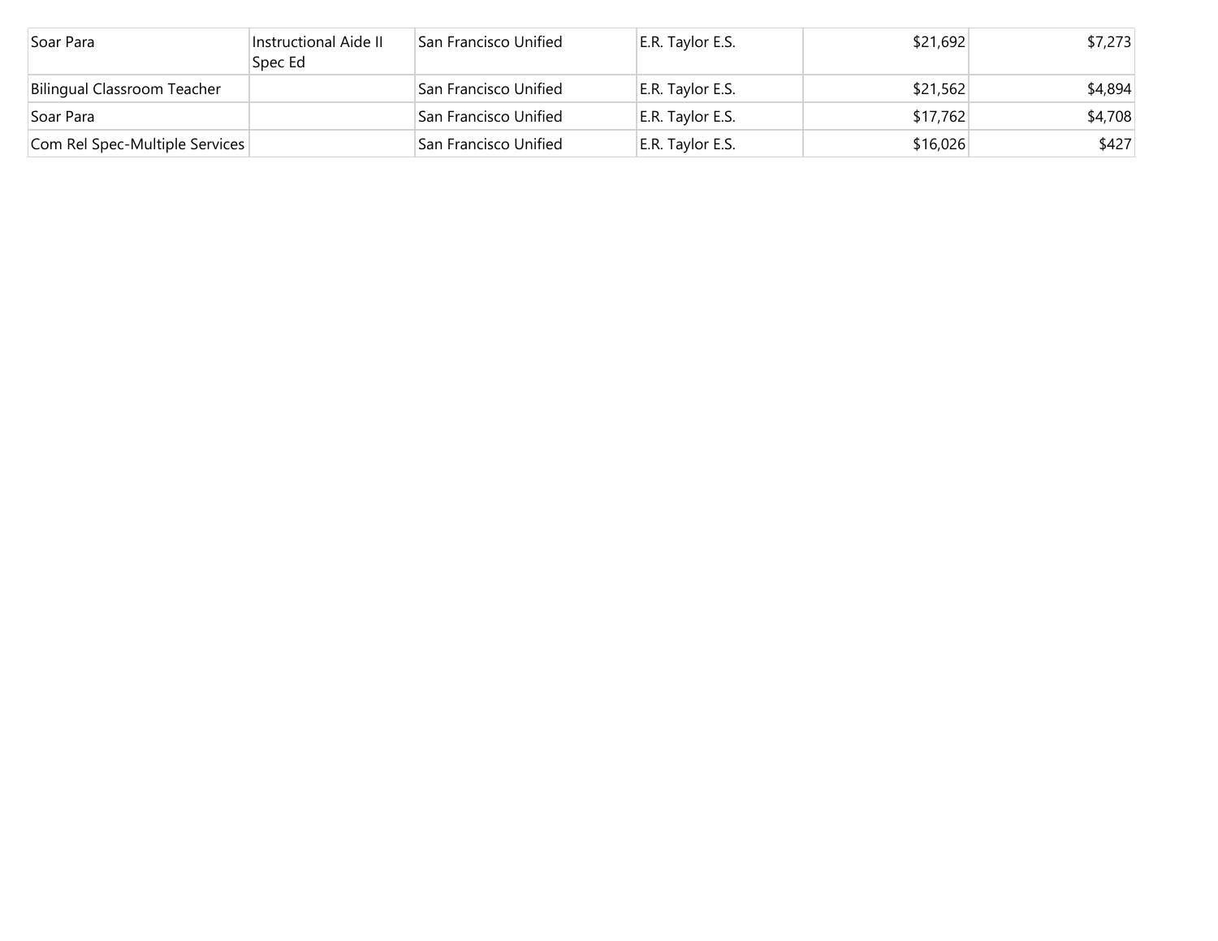| | | | | | |
|---|---|---|---|---|---|
| Soar Para | Instructional Aide II Spec Ed | San Francisco Unified | E.R. Taylor E.S. | $21,692 | $7,273 |
| Bilingual Classroom Teacher | | San Francisco Unified | E.R. Taylor E.S. | $21,562 | $4,894 |
| Soar Para | | San Francisco Unified | E.R. Taylor E.S. | $17,762 | $4,708 |
| Com Rel Spec-Multiple Services | | San Francisco Unified | E.R. Taylor E.S. | $16,026 | $427 |